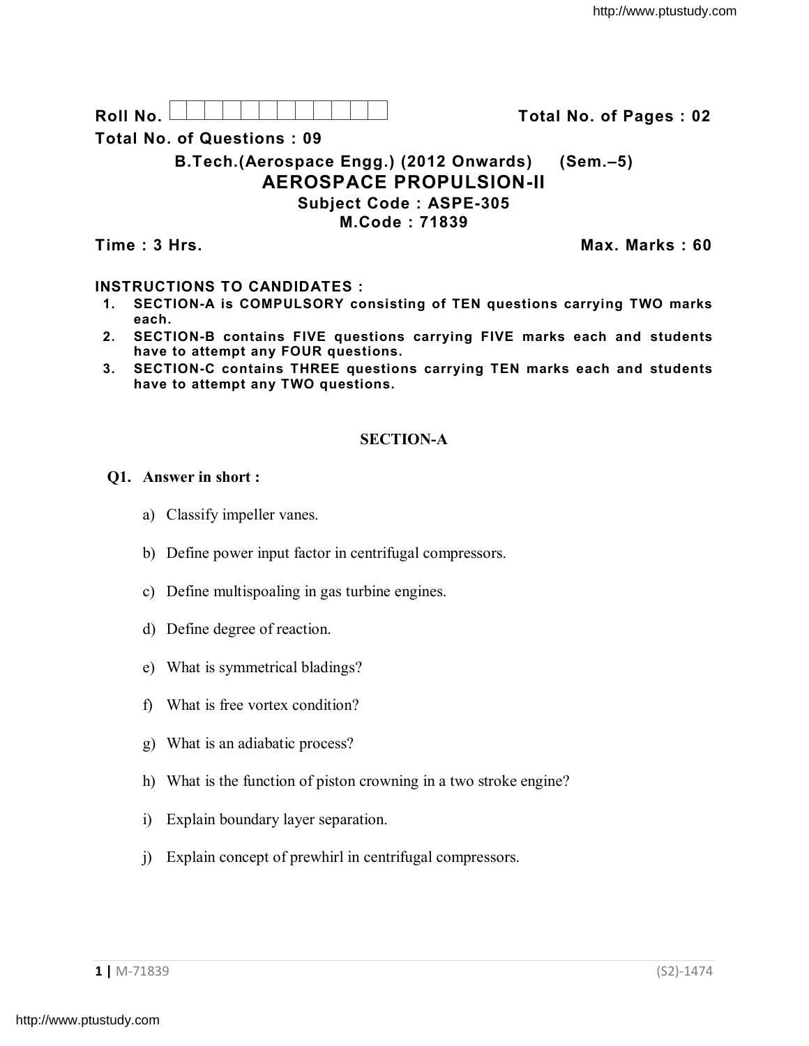**Roll No.** | | | | | | | | | | | | **Total No. of Pages : 02**

**Total No. of Questions : 09**

## B.Tech.(Aerospace Engg.) (2012 Onwards) (Sem.–5)

# AEROSPACE PROPULSION-II

**Subject Code : ASPE-305**

**M.Code : 71839**

**Time : 3 Hrs.** **Max. Marks : 60**

**INSTRUCTIONS TO CANDIDATES :**

1. **SECTION-A is COMPULSORY consisting of TEN questions carrying TWO marks each.**
2. **SECTION-B contains FIVE questions carrying FIVE marks each and students have to attempt any FOUR questions.**
3. **SECTION-C contains THREE questions carrying TEN marks each and students have to attempt any TWO questions.**

## SECTION-A

**Q1. Answer in short :**

a) Classify impeller vanes.

b) Define power input factor in centrifugal compressors.

c) Define multispoaling in gas turbine engines.

d) Define degree of reaction.

e) What is symmetrical bladings?

f) What is free vortex condition?

g) What is an adiabatic process?

h) What is the function of piston crowning in a two stroke engine?

i) Explain boundary layer separation.

j) Explain concept of prewhirl in centrifugal compressors.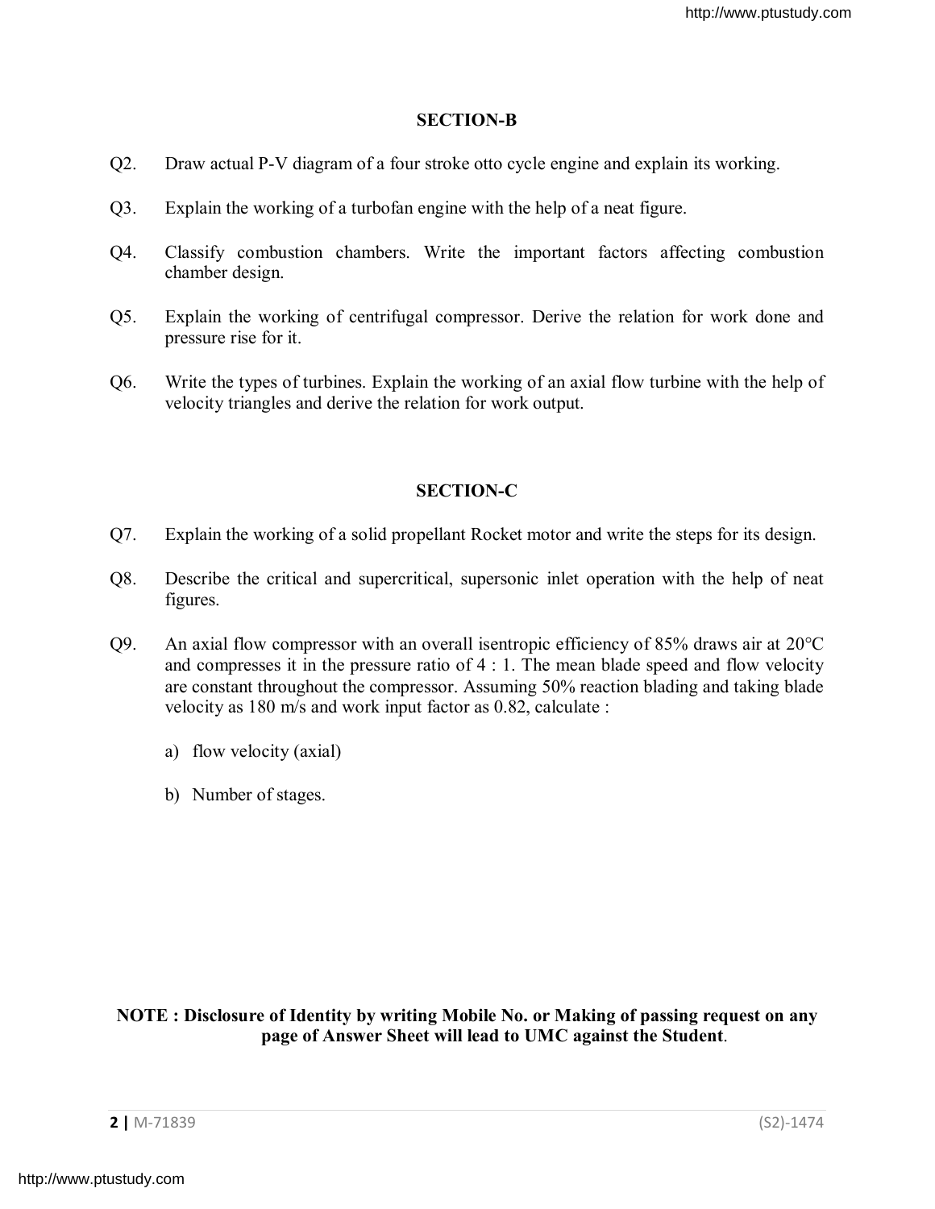## SECTION-B

Q2. Draw actual P-V diagram of a four stroke otto cycle engine and explain its working.

Q3. Explain the working of a turbofan engine with the help of a neat figure.

Q4. Classify combustion chambers. Write the important factors affecting combustion chamber design.

Q5. Explain the working of centrifugal compressor. Derive the relation for work done and pressure rise for it.

Q6. Write the types of turbines. Explain the working of an axial flow turbine with the help of velocity triangles and derive the relation for work output.

## SECTION-C

Q7. Explain the working of a solid propellant Rocket motor and write the steps for its design.

Q8. Describe the critical and supercritical, supersonic inlet operation with the help of neat figures.

Q9. An axial flow compressor with an overall isentropic efficiency of 85% draws air at 20°C and compresses it in the pressure ratio of 4 : 1. The mean blade speed and flow velocity are constant throughout the compressor. Assuming 50% reaction blading and taking blade velocity as 180 m/s and work input factor as 0.82, calculate :

a) flow velocity (axial)

b) Number of stages.

**NOTE : Disclosure of Identity by writing Mobile No. or Making of passing request on any page of Answer Sheet will lead to UMC against the Student.**